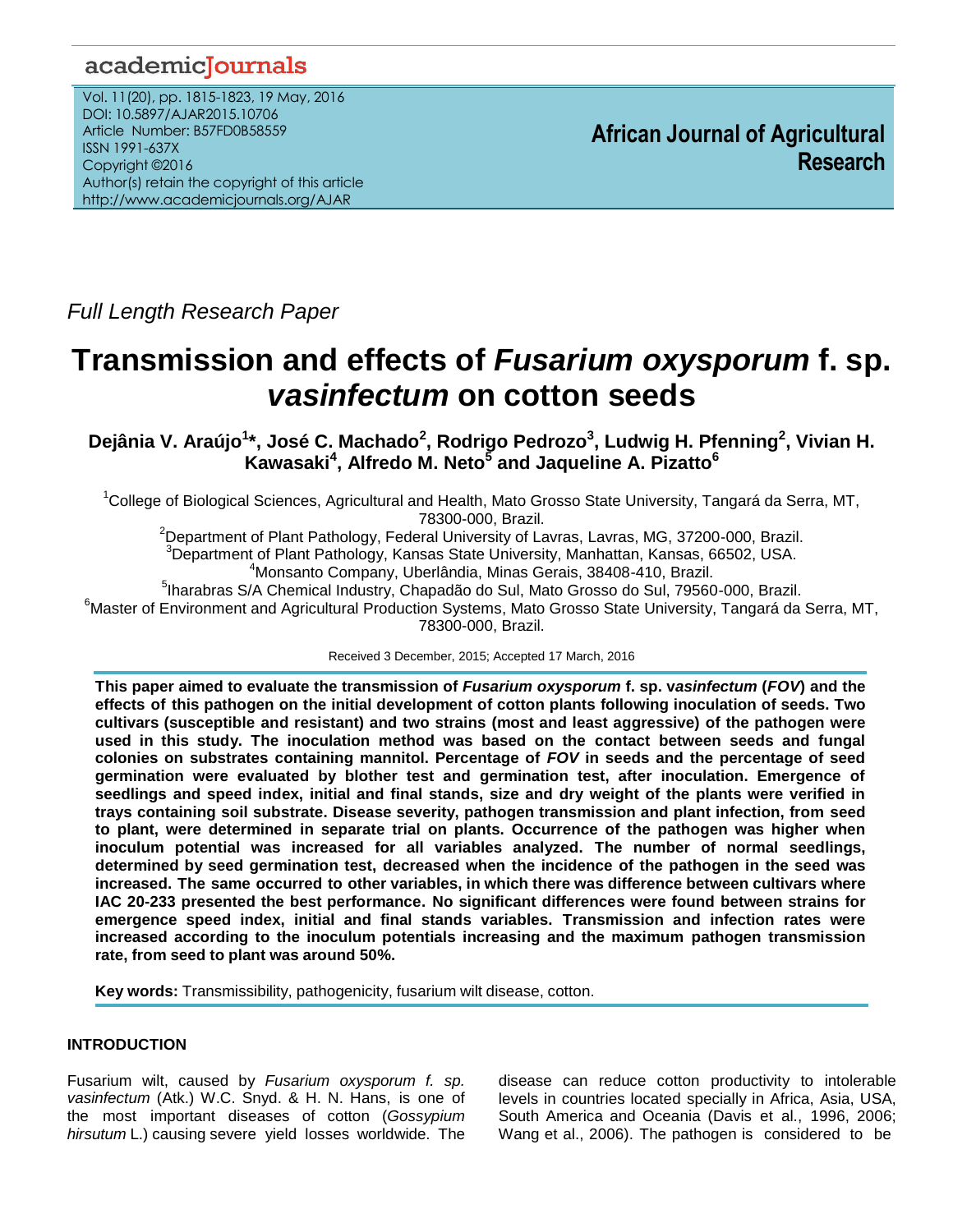Full Length Research Paper

# Transmission and effects of *Fusarium oxysporum* f. sp. *vasinfectum* on cotton seeds

**Dejânia V. Araújo[1]*, José C. Machado[2], Rodrigo Pedrozo[3], Ludwig H. Pfenning[2], Vivian H. Kawasaki[4], Alfredo M. Neto[5] and Jaqueline A. Pizatto[6]**

[1]College of Biological Sciences, Agricultural and Health, Mato Grosso State University, Tangará da Serra, MT, 78300-000, Brazil.

[2]Department of Plant Pathology, Federal University of Lavras, Lavras, MG, 37200-000, Brazil.

[3]Department of Plant Pathology, Kansas State University, Manhattan, Kansas, 66502, USA.

[4]Monsanto Company, Uberlândia, Minas Gerais, 38408-410, Brazil.

[5]Iharabras S/A Chemical Industry, Chapadão do Sul, Mato Grosso do Sul, 79560-000, Brazil.

[6]Master of Environment and Agricultural Production Systems, Mato Grosso State University, Tangará da Serra, MT, 78300-000, Brazil.

Received 3 December, 2015; Accepted 17 March, 2016

**This paper aimed to evaluate the transmission of *Fusarium oxysporum* f. sp. v*asinfectum* (*FOV*) and the effects of this pathogen on the initial development of cotton plants following inoculation of seeds. Two cultivars (susceptible and resistant) and two strains (most and least aggressive) of the pathogen were used in this study. The inoculation method was based on the contact between seeds and fungal colonies on substrates containing mannitol. Percentage of *FOV* in seeds and the percentage of seed germination were evaluated by blother test and germination test, after inoculation. Emergence of seedlings and speed index, initial and final stands, size and dry weight of the plants were verified in trays containing soil substrate. Disease severity, pathogen transmission and plant infection, from seed to plant, were determined in separate trial on plants. Occurrence of the pathogen was higher when inoculum potential was increased for all variables analyzed. The number of normal seedlings, determined by seed germination test, decreased when the incidence of the pathogen in the seed was increased. The same occurred to other variables, in which there was difference between cultivars where IAC 20-233 presented the best performance. No significant differences were found between strains for emergence speed index, initial and final stands variables. Transmission and infection rates were increased according to the inoculum potentials increasing and the maximum pathogen transmission rate, from seed to plant was around 50%.**

**Key words:** Transmissibility, pathogenicity, fusarium wilt disease, cotton.

## INTRODUCTION

Fusarium wilt, caused by *Fusarium oxysporum f. sp. vasinfectum* (Atk.) W.C. Snyd. & H. N. Hans, is one of the most important diseases of cotton (*Gossypium hirsutum* L.) causing severe yield losses worldwide. The disease can reduce cotton productivity to intolerable levels in countries located specially in Africa, Asia, USA, South America and Oceania (Davis et al., 1996, 2006; Wang et al., 2006). The pathogen is considered to be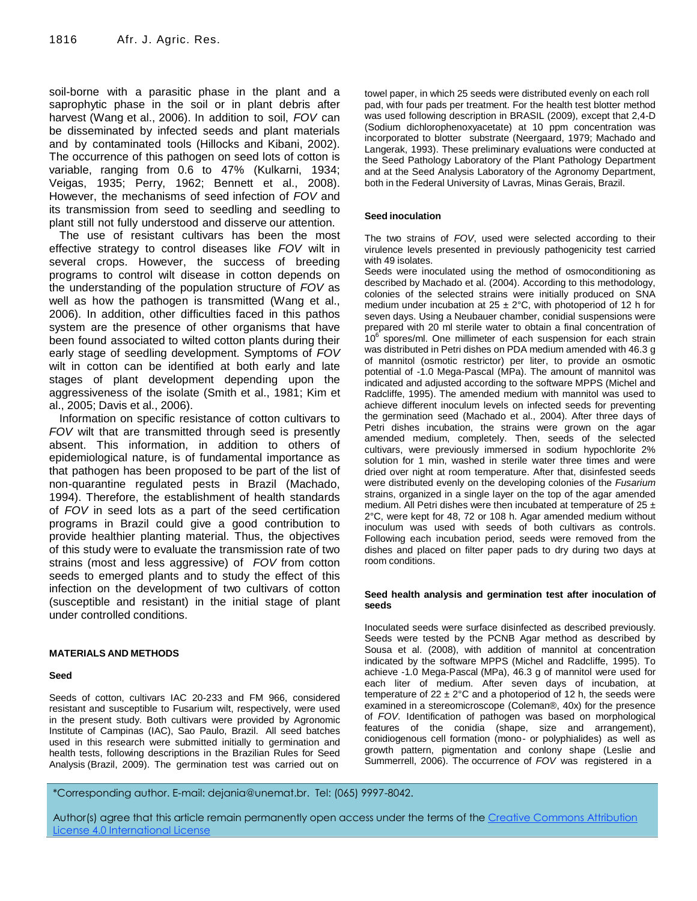soil-borne with a parasitic phase in the plant and a saprophytic phase in the soil or in plant debris after harvest (Wang et al., 2006). In addition to soil, *FOV* can be disseminated by infected seeds and plant materials and by contaminated tools (Hillocks and Kibani, 2002). The occurrence of this pathogen on seed lots of cotton is variable, ranging from 0.6 to 47% (Kulkarni, 1934; Veigas, 1935; Perry, 1962; Bennett et al., 2008). However, the mechanisms of seed infection of *FOV* and its transmission from seed to seedling and seedling to plant still not fully understood and disserve our attention.

The use of resistant cultivars has been the most effective strategy to control diseases like *FOV* wilt in several crops. However, the success of breeding programs to control wilt disease in cotton depends on the understanding of the population structure of *FOV* as well as how the pathogen is transmitted (Wang et al., 2006). In addition, other difficulties faced in this pathos system are the presence of other organisms that have been found associated to wilted cotton plants during their early stage of seedling development. Symptoms of *FOV* wilt in cotton can be identified at both early and late stages of plant development depending upon the aggressiveness of the isolate (Smith et al., 1981; Kim et al., 2005; Davis et al., 2006).

Information on specific resistance of cotton cultivars to *FOV* wilt that are transmitted through seed is presently absent. This information, in addition to others of epidemiological nature, is of fundamental importance as that pathogen has been proposed to be part of the list of non-quarantine regulated pests in Brazil (Machado, 1994). Therefore, the establishment of health standards of *FOV* in seed lots as a part of the seed certification programs in Brazil could give a good contribution to provide healthier planting material. Thus, the objectives of this study were to evaluate the transmission rate of two strains (most and less aggressive) of *FOV* from cotton seeds to emerged plants and to study the effect of this infection on the development of two cultivars of cotton (susceptible and resistant) in the initial stage of plant under controlled conditions.

## MATERIALS AND METHODS

### Seed

Seeds of cotton, cultivars IAC 20-233 and FM 966, considered resistant and susceptible to Fusarium wilt, respectively, were used in the present study. Both cultivars were provided by Agronomic Institute of Campinas (IAC), Sao Paulo, Brazil. All seed batches used in this research were submitted initially to germination and health tests, following descriptions in the Brazilian Rules for Seed Analysis (Brazil, 2009). The germination test was carried out on towel paper, in which 25 seeds were distributed evenly on each roll pad, with four pads per treatment. For the health test blotter method was used following description in BRASIL (2009), except that 2,4-D (Sodium dichlorophenoxyacetate) at 10 ppm concentration was incorporated to blotter substrate (Neergaard, 1979; Machado and Langerak, 1993). These preliminary evaluations were conducted at the Seed Pathology Laboratory of the Plant Pathology Department and at the Seed Analysis Laboratory of the Agronomy Department, both in the Federal University of Lavras, Minas Gerais, Brazil.

### Seed inoculation

The two strains of *FOV*, used were selected according to their virulence levels presented in previously pathogenicity test carried with 49 isolates.

Seeds were inoculated using the method of osmoconditioning as described by Machado et al. (2004). According to this methodology, colonies of the selected strains were initially produced on SNA medium under incubation at 25 ± 2°C, with photoperiod of 12 h for seven days. Using a Neubauer chamber, conidial suspensions were prepared with 20 ml sterile water to obtain a final concentration of $10^6$ spores/ml. One millimeter of each suspension for each strain was distributed in Petri dishes on PDA medium amended with 46.3 g of mannitol (osmotic restrictor) per liter, to provide an osmotic potential of -1.0 Mega-Pascal (MPa). The amount of mannitol was indicated and adjusted according to the software MPPS (Michel and Radcliffe, 1995). The amended medium with mannitol was used to achieve different inoculum levels on infected seeds for preventing the germination seed (Machado et al., 2004). After three days of Petri dishes incubation, the strains were grown on the agar amended medium, completely. Then, seeds of the selected cultivars, were previously immersed in sodium hypochlorite 2% solution for 1 min, washed in sterile water three times and were dried over night at room temperature. After that, disinfested seeds were distributed evenly on the developing colonies of the *Fusarium* strains, organized in a single layer on the top of the agar amended medium. All Petri dishes were then incubated at temperature of 25 ± 2°C, were kept for 48, 72 or 108 h. Agar amended medium without inoculum was used with seeds of both cultivars as controls. Following each incubation period, seeds were removed from the dishes and placed on filter paper pads to dry during two days at room conditions.

### Seed health analysis and germination test after inoculation of seeds

Inoculated seeds were surface disinfected as described previously. Seeds were tested by the PCNB Agar method as described by Sousa et al. (2008), with addition of mannitol at concentration indicated by the software MPPS (Michel and Radcliffe, 1995). To achieve -1.0 Mega-Pascal (MPa), 46.3 g of mannitol were used for each liter of medium. After seven days of incubation, at temperature of 22 ± 2°C and a photoperiod of 12 h, the seeds were examined in a stereomicroscope (Coleman®, 40x) for the presence of *FOV*. Identification of pathogen was based on morphological features of the conidia (shape, size and arrangement), conidiogenous cell formation (mono- or polyphialides) as well as growth pattern, pigmentation and conlony shape (Leslie and Summerrell, 2006). The occurrence of *FOV* was registered in a

*Corresponding author. E-mail: dejania@unemat.br. Tel: (065) 9997-8042.

Author(s) agree that this article remain permanently open access under the terms of the Creative Commons Attribution License 4.0 International License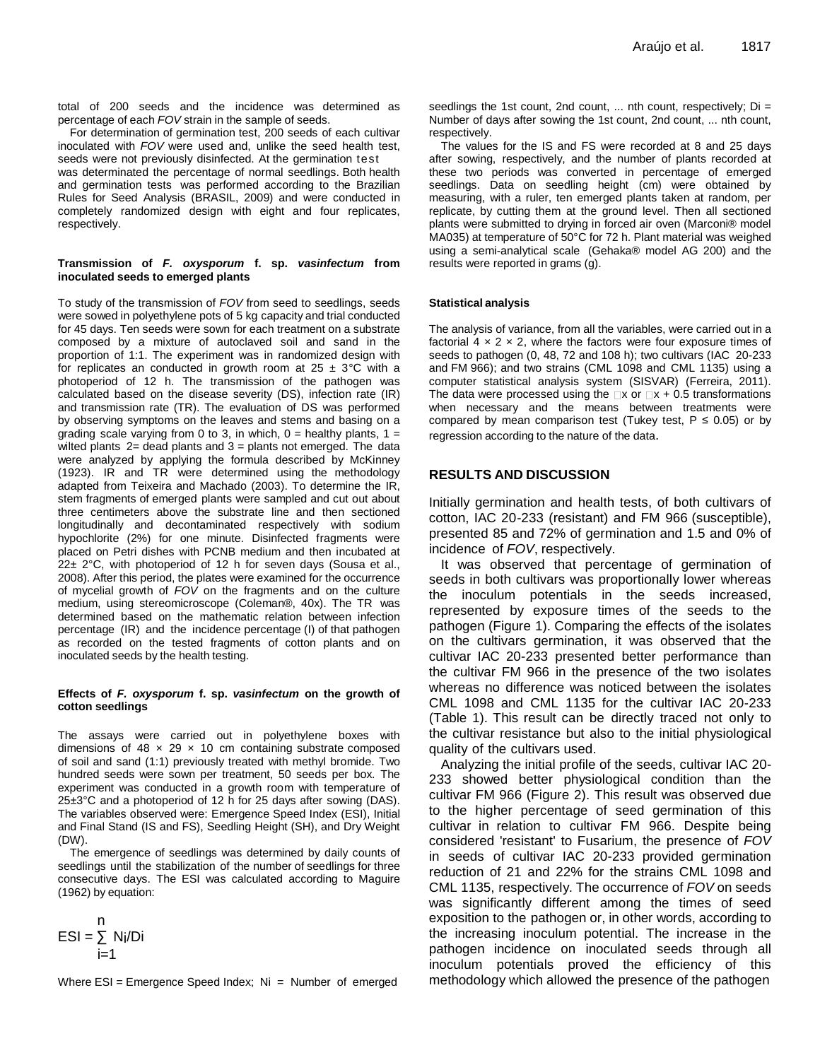total of 200 seeds and the incidence was determined as percentage of each *FOV* strain in the sample of seeds.

For determination of germination test, 200 seeds of each cultivar inoculated with *FOV* were used and, unlike the seed health test, seeds were not previously disinfected. At the germination test was determined the percentage of normal seedlings. Both health and germination tests was performed according to the Brazilian Rules for Seed Analysis (BRASIL, 2009) and were conducted in completely randomized design with eight and four replicates, respectively.

#### Transmission of *F. oxysporum* f. sp. *vasinfectum* from inoculated seeds to emerged plants

To study of the transmission of *FOV* from seed to seedlings, seeds were sowed in polyethylene pots of 5 kg capacity and trial conducted for 45 days. Ten seeds were sown for each treatment on a substrate composed by a mixture of autoclaved soil and sand in the proportion of 1:1. The experiment was in randomized design with for replicates an conducted in growth room at 25 ± 3°C with a photoperiod of 12 h. The transmission of the pathogen was calculated based on the disease severity (DS), infection rate (IR) and transmission rate (TR). The evaluation of DS was performed by observing symptoms on the leaves and stems and basing on a grading scale varying from 0 to 3, in which, 0 = healthy plants, 1 = wilted plants 2= dead plants and 3 = plants not emerged. The data were analyzed by applying the formula described by McKinney (1923). IR and TR were determined using the methodology adapted from Teixeira and Machado (2003). To determine the IR, stem fragments of emerged plants were sampled and cut out about three centimeters above the substrate line and then sectioned longitudinally and decontaminated respectively with sodium hypochlorite (2%) for one minute. Disinfected fragments were placed on Petri dishes with PCNB medium and then incubated at 22± 2°C, with photoperiod of 12 h for seven days (Sousa et al., 2008). After this period, the plates were examined for the occurrence of mycelial growth of *FOV* on the fragments and on the culture medium, using stereomicroscope (Coleman®, 40x). The TR was determined based on the mathematic relation between infection percentage (IR) and the incidence percentage (I) of that pathogen as recorded on the tested fragments of cotton plants and on inoculated seeds by the health testing.

#### Effects of *F. oxysporum* f. sp. *vasinfectum* on the growth of cotton seedlings

The assays were carried out in polyethylene boxes with dimensions of 48 × 29 × 10 cm containing substrate composed of soil and sand (1:1) previously treated with methyl bromide. Two hundred seeds were sown per treatment, 50 seeds per box. The experiment was conducted in a growth room with temperature of 25±3°C and a photoperiod of 12 h for 25 days after sowing (DAS). The variables observed were: Emergence Speed Index (ESI), Initial and Final Stand (IS and FS), Seedling Height (SH), and Dry Weight (DW).

The emergence of seedlings was determined by daily counts of seedlings until the stabilization of the number of seedlings for three consecutive days. The ESI was calculated according to Maguire (1962) by equation:

$$ESI = \sum_{i=1}^{n} N_i/D_i$$

Where ESI = Emergence Speed Index; Ni = Number of emerged seedlings the 1st count, 2nd count, ... nth count, respectively; Di = Number of days after sowing the 1st count, 2nd count, ... nth count, respectively.

The values for the IS and FS were recorded at 8 and 25 days after sowing, respectively, and the number of plants recorded at these two periods was converted in percentage of emerged seedlings. Data on seedling height (cm) were obtained by measuring, with a ruler, ten emerged plants taken at random, per replicate, by cutting them at the ground level. Then all sectioned plants were submitted to drying in forced air oven (Marconi® model MA035) at temperature of 50°C for 72 h. Plant material was weighed using a semi-analytical scale (Gehaka® model AG 200) and the results were reported in grams (g).

#### Statistical analysis

The analysis of variance, from all the variables, were carried out in a factorial 4 × 2 × 2, where the factors were four exposure times of seeds to pathogen (0, 48, 72 and 108 h); two cultivars (IAC 20-233 and FM 966); and two strains (CML 1098 and CML 1135) using a computer statistical analysis system (SISVAR) (Ferreira, 2011). The data were processed using the $\sqrt{x}$ or $\sqrt{x + 0.5}$ transformations when necessary and the means between treatments were compared by mean comparison test (Tukey test, $P \leq 0.05$) or by regression according to the nature of the data.

## RESULTS AND DISCUSSION

Initially germination and health tests, of both cultivars of cotton, IAC 20-233 (resistant) and FM 966 (susceptible), presented 85 and 72% of germination and 1.5 and 0% of incidence of *FOV*, respectively.

It was observed that percentage of germination of seeds in both cultivars was proportionally lower whereas the inoculum potentials in the seeds increased, represented by exposure times of the seeds to the pathogen (Figure 1). Comparing the effects of the isolates on the cultivars germination, it was observed that the cultivar IAC 20-233 presented better performance than the cultivar FM 966 in the presence of the two isolates whereas no difference was noticed between the isolates CML 1098 and CML 1135 for the cultivar IAC 20-233 (Table 1). This result can be directly traced not only to the cultivar resistance but also to the initial physiological quality of the cultivars used.

Analyzing the initial profile of the seeds, cultivar IAC 20-233 showed better physiological condition than the cultivar FM 966 (Figure 2). This result was observed due to the higher percentage of seed germination of this cultivar in relation to cultivar FM 966. Despite being considered 'resistant' to Fusarium, the presence of *FOV* in seeds of cultivar IAC 20-233 provided germination reduction of 21 and 22% for the strains CML 1098 and CML 1135, respectively. The occurrence of *FOV* on seeds was significantly different among the times of seed exposition to the pathogen or, in other words, according to the increasing inoculum potential. The increase in the pathogen incidence on inoculated seeds through all inoculum potentials proved the efficiency of this methodology which allowed the presence of the pathogen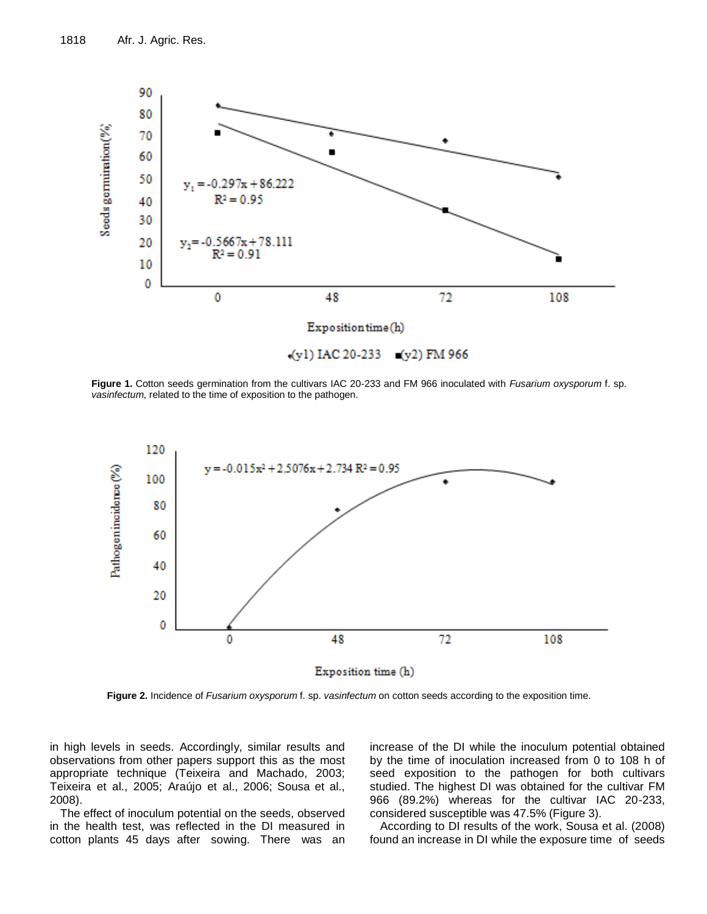**Figure 1.** Cotton seeds germination from the cultivars IAC 20-233 and FM 966 inoculated with *Fusarium oxysporum* f. sp. *vasinfectum*, related to the time of exposition to the pathogen.

**Figure 2.** Incidence of *Fusarium oxysporum* f. sp. *vasinfectum* on cotton seeds according to the exposition time.

in high levels in seeds. Accordingly, similar results and observations from other papers support this as the most appropriate technique (Teixeira and Machado, 2003; Teixeira et al., 2005; Araújo et al., 2006; Sousa et al., 2008).

The effect of inoculum potential on the seeds, observed in the health test, was reflected in the DI measured in cotton plants 45 days after sowing. There was an increase of the DI while the inoculum potential obtained by the time of inoculation increased from 0 to 108 h of seed exposition to the pathogen for both cultivars studied. The highest DI was obtained for the cultivar FM 966 (89.2%) whereas for the cultivar IAC 20-233, considered susceptible was 47.5% (Figure 3).

According to DI results of the work, Sousa et al. (2008) found an increase in DI while the exposure time of seeds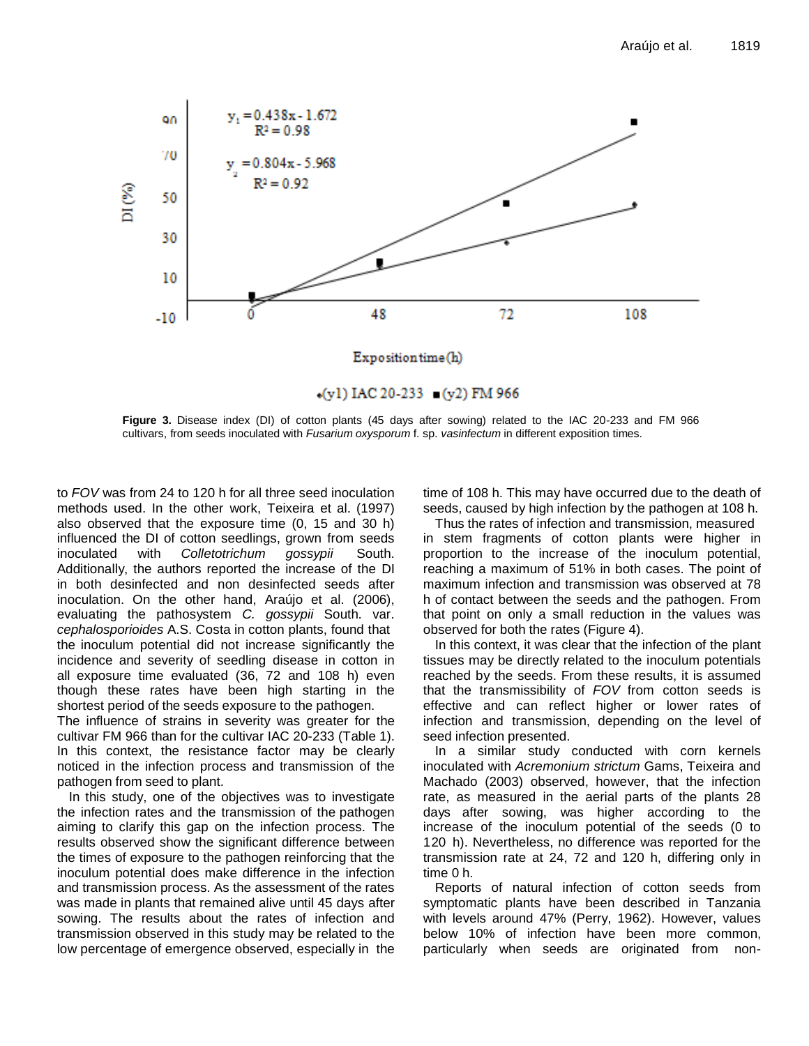Figure 3. Disease index (DI) of cotton plants (45 days after sowing) related to the IAC 20-233 and FM 966 cultivars, from seeds inoculated with *Fusarium oxysporum* f. sp. *vasinfectum* in different exposition times.

to *FOV* was from 24 to 120 h for all three seed inoculation methods used. In the other work, Teixeira et al. (1997) also observed that the exposure time (0, 15 and 30 h) influenced the DI of cotton seedlings, grown from seeds inoculated with *Colletotrichum gossypii* South. Additionally, the authors reported the increase of the DI in both desinfected and non desinfected seeds after inoculation. On the other hand, Araújo et al. (2006), evaluating the pathosystem *C. gossypii* South. var. *cephalosporioides* A.S. Costa in cotton plants, found that the inoculum potential did not increase significantly the incidence and severity of seedling disease in cotton in all exposure time evaluated (36, 72 and 108 h) even though these rates have been high starting in the shortest period of the seeds exposure to the pathogen.

The influence of strains in severity was greater for the cultivar FM 966 than for the cultivar IAC 20-233 (Table 1). In this context, the resistance factor may be clearly noticed in the infection process and transmission of the pathogen from seed to plant.

In this study, one of the objectives was to investigate the infection rates and the transmission of the pathogen aiming to clarify this gap on the infection process. The results observed show the significant difference between the times of exposure to the pathogen reinforcing that the inoculum potential does make difference in the infection and transmission process. As the assessment of the rates was made in plants that remained alive until 45 days after sowing. The results about the rates of infection and transmission observed in this study may be related to the low percentage of emergence observed, especially in the time of 108 h. This may have occurred due to the death of seeds, caused by high infection by the pathogen at 108 h.

Thus the rates of infection and transmission, measured in stem fragments of cotton plants were higher in proportion to the increase of the inoculum potential, reaching a maximum of 51% in both cases. The point of maximum infection and transmission was observed at 78 h of contact between the seeds and the pathogen. From that point on only a small reduction in the values was observed for both the rates (Figure 4).

In this context, it was clear that the infection of the plant tissues may be directly related to the inoculum potentials reached by the seeds. From these results, it is assumed that the transmissibility of *FOV* from cotton seeds is effective and can reflect higher or lower rates of infection and transmission, depending on the level of seed infection presented.

In a similar study conducted with corn kernels inoculated with *Acremonium strictum* Gams, Teixeira and Machado (2003) observed, however, that the infection rate, as measured in the aerial parts of the plants 28 days after sowing, was higher according to the increase of the inoculum potential of the seeds (0 to 120 h). Nevertheless, no difference was reported for the transmission rate at 24, 72 and 120 h, differing only in time 0 h.

Reports of natural infection of cotton seeds from symptomatic plants have been described in Tanzania with levels around 47% (Perry, 1962). However, values below 10% of infection have been more common, particularly when seeds are originated from non-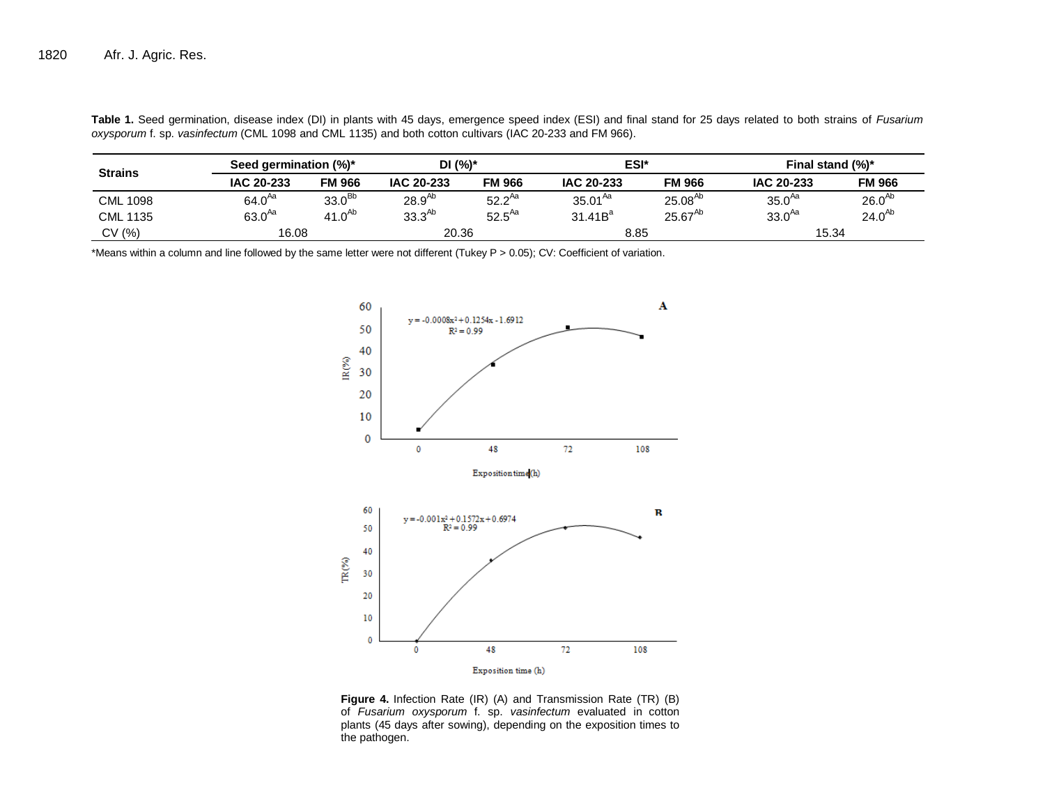**Table 1.** Seed germination, disease index (DI) in plants with 45 days, emergence speed index (ESI) and final stand for 25 days related to both strains of *Fusarium oxysporum* f. sp. *vasinfectum* (CML 1098 and CML 1135) and both cotton cultivars (IAC 20-233 and FM 966).

| Strains | Seed germination (%)* | | DI (%)* | | ESI* | | Final stand (%)* | |
|---|---|---|---|---|---|---|---|---|
| | IAC 20-233 | FM 966 | IAC 20-233 | FM 966 | IAC 20-233 | FM 966 | IAC 20-233 | FM 966 |
| CML 1098 | $64.0^{Aa}$ | $33.0^{Bb}$ | $28.9^{Ab}$ | $52.2^{Aa}$ | $35.01^{Aa}$ | $25.08^{Ab}$ | $35.0^{Aa}$ | $26.0^{Ab}$ |
| CML 1135 | $63.0^{Aa}$ | $41.0^{Ab}$ | $33.3^{Ab}$ | $52.5^{Aa}$ | $31.41B^{a}$ | $25.67^{Ab}$ | $33.0^{Aa}$ | $24.0^{Ab}$ |
| CV (%) | 16.08 | | 20.36 | | 8.85 | | 15.34 | |

*Means within a column and line followed by the same letter were not different (Tukey P > 0.05); CV: Coefficient of variation.

**Figure 4.** Infection Rate (IR) (A) and Transmission Rate (TR) (B) of *Fusarium oxysporum* f. sp. *vasinfectum* evaluated in cotton plants (45 days after sowing), depending on the exposition times to the pathogen.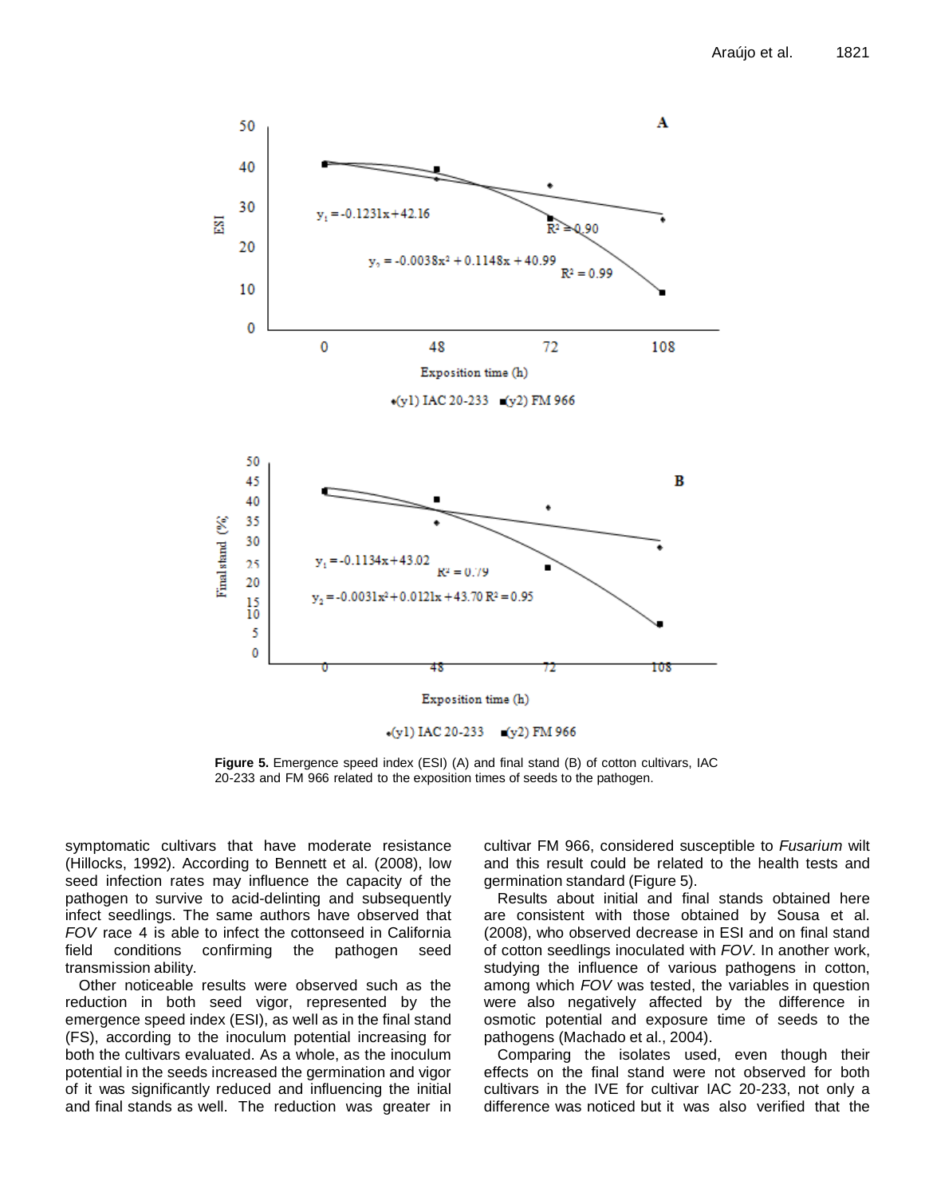**Figure 5.** Emergence speed index (ESI) (A) and final stand (B) of cotton cultivars, IAC 20-233 and FM 966 related to the exposition times of seeds to the pathogen.

symptomatic cultivars that have moderate resistance (Hillocks, 1992). According to Bennett et al. (2008), low seed infection rates may influence the capacity of the pathogen to survive to acid-delinting and subsequently infect seedlings. The same authors have observed that *FOV* race 4 is able to infect the cottonseed in California field conditions confirming the pathogen seed transmission ability.

Other noticeable results were observed such as the reduction in both seed vigor, represented by the emergence speed index (ESI), as well as in the final stand (FS), according to the inoculum potential increasing for both the cultivars evaluated. As a whole, as the inoculum potential in the seeds increased the germination and vigor of it was significantly reduced and influencing the initial and final stands as well. The reduction was greater in cultivar FM 966, considered susceptible to *Fusarium* wilt and this result could be related to the health tests and germination standard (Figure 5).

Results about initial and final stands obtained here are consistent with those obtained by Sousa et al. (2008), who observed decrease in ESI and on final stand of cotton seedlings inoculated with *FOV*. In another work, studying the influence of various pathogens in cotton, among which *FOV* was tested, the variables in question were also negatively affected by the difference in osmotic potential and exposure time of seeds to the pathogens (Machado et al., 2004).

Comparing the isolates used, even though their effects on the final stand were not observed for both cultivars in the IVE for cultivar IAC 20-233, not only a difference was noticed but it was also verified that the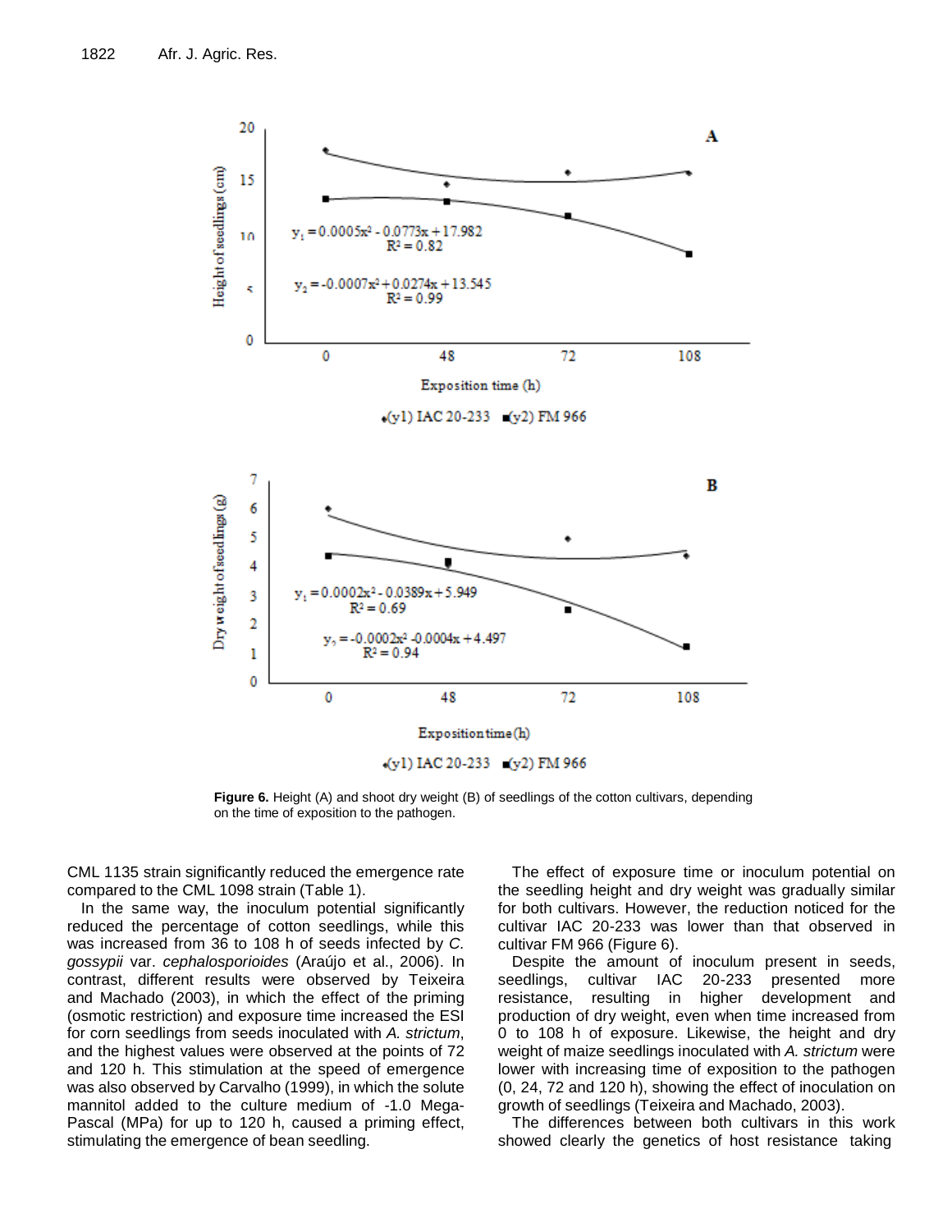Figure 6. Height (A) and shoot dry weight (B) of seedlings of the cotton cultivars, depending on the time of exposition to the pathogen.

CML 1135 strain significantly reduced the emergence rate compared to the CML 1098 strain (Table 1).

In the same way, the inoculum potential significantly reduced the percentage of cotton seedlings, while this was increased from 36 to 108 h of seeds infected by *C. gossypii* var. *cephalosporioides* (Araújo et al., 2006). In contrast, different results were observed by Teixeira and Machado (2003), in which the effect of the priming (osmotic restriction) and exposure time increased the ESI for corn seedlings from seeds inoculated with *A. strictum*, and the highest values were observed at the points of 72 and 120 h. This stimulation at the speed of emergence was also observed by Carvalho (1999), in which the solute mannitol added to the culture medium of -1.0 Mega-Pascal (MPa) for up to 120 h, caused a priming effect, stimulating the emergence of bean seedling.

The effect of exposure time or inoculum potential on the seedling height and dry weight was gradually similar for both cultivars. However, the reduction noticed for the cultivar IAC 20-233 was lower than that observed in cultivar FM 966 (Figure 6).

Despite the amount of inoculum present in seeds, seedlings, cultivar IAC 20-233 presented more resistance, resulting in higher development and production of dry weight, even when time increased from 0 to 108 h of exposure. Likewise, the height and dry weight of maize seedlings inoculated with *A. strictum* were lower with increasing time of exposition to the pathogen (0, 24, 72 and 120 h), showing the effect of inoculation on growth of seedlings (Teixeira and Machado, 2003).

The differences between both cultivars in this work showed clearly the genetics of host resistance taking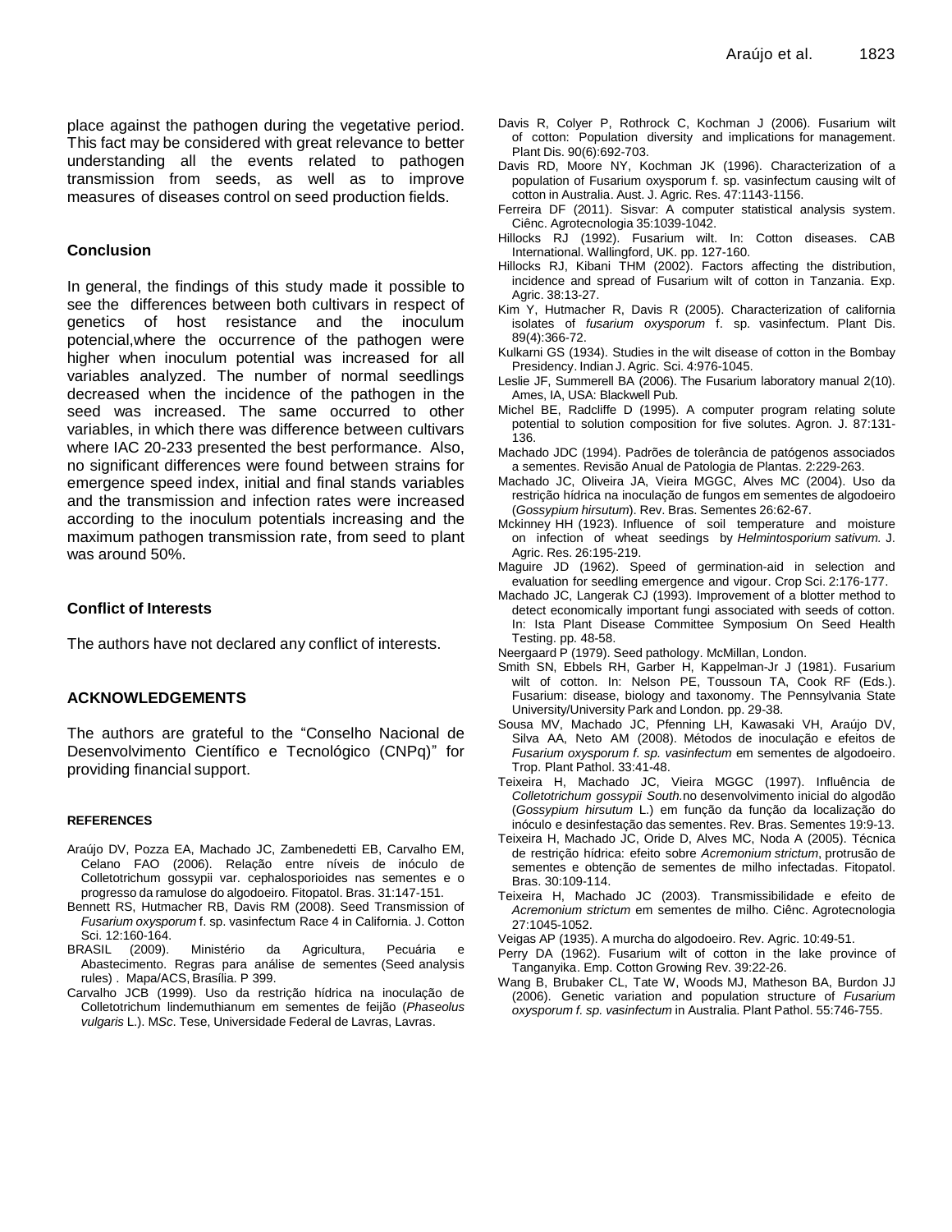place against the pathogen during the vegetative period. This fact may be considered with great relevance to better understanding all the events related to pathogen transmission from seeds, as well as to improve measures of diseases control on seed production fields.

## Conclusion

In general, the findings of this study made it possible to see the differences between both cultivars in respect of genetics of host resistance and the inoculum potencial,where the occurrence of the pathogen were higher when inoculum potential was increased for all variables analyzed. The number of normal seedlings decreased when the incidence of the pathogen in the seed was increased. The same occurred to other variables, in which there was difference between cultivars where IAC 20-233 presented the best performance. Also, no significant differences were found between strains for emergence speed index, initial and final stands variables and the transmission and infection rates were increased according to the inoculum potentials increasing and the maximum pathogen transmission rate, from seed to plant was around 50%.

## Conflict of Interests

The authors have not declared any conflict of interests.

## ACKNOWLEDGEMENTS

The authors are grateful to the "Conselho Nacional de Desenvolvimento Científico e Tecnológico (CNPq)" for providing financial support.

## REFERENCES

Araújo DV, Pozza EA, Machado JC, Zambenedetti EB, Carvalho EM, Celano FAO (2006). Relação entre níveis de inóculo de Colletotrichum gossypii var. cephalosporioides nas sementes e o progresso da ramulose do algodoeiro. Fitopatol. Bras. 31:147-151.

Bennett RS, Hutmacher RB, Davis RM (2008). Seed Transmission of *Fusarium oxysporum* f. sp. vasinfectum Race 4 in California. J. Cotton Sci. 12:160-164.

BRASIL (2009). Ministério da Agricultura, Pecuária e Abastecimento. Regras para análise de sementes (Seed analysis rules) . Mapa/ACS, Brasília. P 399.

Carvalho JCB (1999). Uso da restrição hídrica na inoculação de Colletotrichum lindemuthianum em sementes de feijão (*Phaseolus vulgaris* L.). M*Sc*. Tese, Universidade Federal de Lavras, Lavras.

Davis R, Colyer P, Rothrock C, Kochman J (2006). Fusarium wilt of cotton: Population diversity and implications for management. Plant Dis. 90(6):692-703.

Davis RD, Moore NY, Kochman JK (1996). Characterization of a population of Fusarium oxysporum f. sp. vasinfectum causing wilt of cotton in Australia. Aust. J. Agric. Res. 47:1143-1156.

Ferreira DF (2011). Sisvar: A computer statistical analysis system. Ciênc. Agrotecnologia 35:1039-1042.

Hillocks RJ (1992). Fusarium wilt. In: Cotton diseases. CAB International. Wallingford, UK. pp. 127-160.

Hillocks RJ, Kibani THM (2002). Factors affecting the distribution, incidence and spread of Fusarium wilt of cotton in Tanzania. Exp. Agric. 38:13-27.

Kim Y, Hutmacher R, Davis R (2005). Characterization of california isolates of *fusarium oxysporum* f. sp. vasinfectum. Plant Dis. 89(4):366-72.

Kulkarni GS (1934). Studies in the wilt disease of cotton in the Bombay Presidency. Indian J. Agric. Sci. 4:976-1045.

Leslie JF, Summerell BA (2006). The Fusarium laboratory manual 2(10). Ames, IA, USA: Blackwell Pub.

Michel BE, Radcliffe D (1995). A computer program relating solute potential to solution composition for five solutes. Agron. J. 87:131-136.

Machado JDC (1994). Padrões de tolerância de patógenos associados a sementes. Revisão Anual de Patologia de Plantas. 2:229-263.

Machado JC, Oliveira JA, Vieira MGGC, Alves MC (2004). Uso da restrição hídrica na inoculação de fungos em sementes de algodoeiro (*Gossypium hirsutum*). Rev. Bras. Sementes 26:62-67.

Mckinney HH (1923). Influence of soil temperature and moisture on infection of wheat seedings by *Helmintosporium sativum*. J. Agric. Res. 26:195-219.

Maguire JD (1962). Speed of germination-aid in selection and evaluation for seedling emergence and vigour. Crop Sci. 2:176-177.

Machado JC, Langerak CJ (1993). Improvement of a blotter method to detect economically important fungi associated with seeds of cotton. In: Ista Plant Disease Committee Symposium On Seed Health Testing. pp. 48-58.

Neergaard P (1979). Seed pathology. McMillan, London.

Smith SN, Ebbels RH, Garber H, Kappelman-Jr J (1981). Fusarium wilt of cotton. In: Nelson PE, Toussoun TA, Cook RF (Eds.). Fusarium: disease, biology and taxonomy. The Pennsylvania State University/University Park and London. pp. 29-38.

Sousa MV, Machado JC, Pfenning LH, Kawasaki VH, Araújo DV, Silva AA, Neto AM (2008). Métodos de inoculação e efeitos de *Fusarium oxysporum f. sp. vasinfectum* em sementes de algodoeiro. Trop. Plant Pathol. 33:41-48.

Teixeira H, Machado JC, Vieira MGGC (1997). Influência de *Colletotrichum gossypii South.*no desenvolvimento inicial do algodão (*Gossypium hirsutum* L.) em função da função da localização do inóculo e desinfestação das sementes. Rev. Bras. Sementes 19:9-13.

Teixeira H, Machado JC, Oride D, Alves MC, Noda A (2005). Técnica de restrição hídrica: efeito sobre *Acremonium strictum*, protrusão de sementes e obtenção de sementes de milho infectadas. Fitopatol. Bras. 30:109-114.

Teixeira H, Machado JC (2003). Transmissibilidade e efeito de *Acremonium strictum* em sementes de milho. Ciênc. Agrotecnologia 27:1045-1052.

Veigas AP (1935). A murcha do algodoeiro. Rev. Agric. 10:49-51.

Perry DA (1962). Fusarium wilt of cotton in the lake province of Tanganyika. Emp. Cotton Growing Rev. 39:22-26.

Wang B, Brubaker CL, Tate W, Woods MJ, Matheson BA, Burdon JJ (2006). Genetic variation and population structure of *Fusarium oxysporum f. sp. vasinfectum* in Australia. Plant Pathol. 55:746-755.